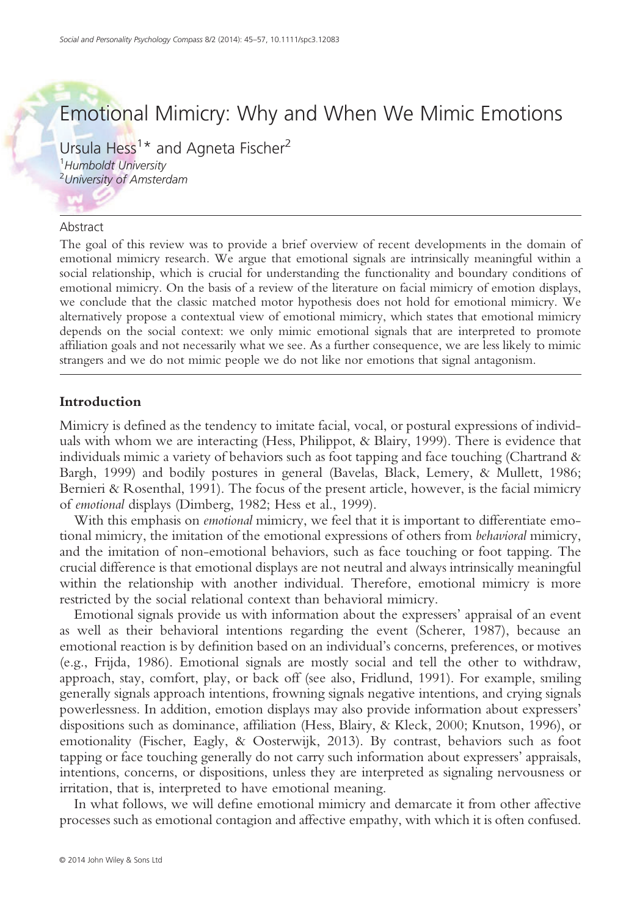# Emotional Mimicry: Why and When We Mimic Emotions

Ursula Hess[1]* and Agneta Fischer[2]

[1]*Humboldt University*
[2]*University of Amsterdam*

## Abstract

The goal of this review was to provide a brief overview of recent developments in the domain of emotional mimicry research. We argue that emotional signals are intrinsically meaningful within a social relationship, which is crucial for understanding the functionality and boundary conditions of emotional mimicry. On the basis of a review of the literature on facial mimicry of emotion displays, we conclude that the classic matched motor hypothesis does not hold for emotional mimicry. We alternatively propose a contextual view of emotional mimicry, which states that emotional mimicry depends on the social context: we only mimic emotional signals that are interpreted to promote affiliation goals and not necessarily what we see. As a further consequence, we are less likely to mimic strangers and we do not mimic people we do not like nor emotions that signal antagonism.

## Introduction

Mimicry is defined as the tendency to imitate facial, vocal, or postural expressions of individuals with whom we are interacting (Hess, Philippot, & Blairy, 1999). There is evidence that individuals mimic a variety of behaviors such as foot tapping and face touching (Chartrand & Bargh, 1999) and bodily postures in general (Bavelas, Black, Lemery, & Mullett, 1986; Bernieri & Rosenthal, 1991). The focus of the present article, however, is the facial mimicry of *emotional* displays (Dimberg, 1982; Hess et al., 1999).

With this emphasis on *emotional* mimicry, we feel that it is important to differentiate emotional mimicry, the imitation of the emotional expressions of others from *behavioral* mimicry, and the imitation of non-emotional behaviors, such as face touching or foot tapping. The crucial difference is that emotional displays are not neutral and always intrinsically meaningful within the relationship with another individual. Therefore, emotional mimicry is more restricted by the social relational context than behavioral mimicry.

Emotional signals provide us with information about the expressers' appraisal of an event as well as their behavioral intentions regarding the event (Scherer, 1987), because an emotional reaction is by definition based on an individual's concerns, preferences, or motives (e.g., Frijda, 1986). Emotional signals are mostly social and tell the other to withdraw, approach, stay, comfort, play, or back off (see also, Fridlund, 1991). For example, smiling generally signals approach intentions, frowning signals negative intentions, and crying signals powerlessness. In addition, emotion displays may also provide information about expressers' dispositions such as dominance, affiliation (Hess, Blairy, & Kleck, 2000; Knutson, 1996), or emotionality (Fischer, Eagly, & Oosterwijk, 2013). By contrast, behaviors such as foot tapping or face touching generally do not carry such information about expressers' appraisals, intentions, concerns, or dispositions, unless they are interpreted as signaling nervousness or irritation, that is, interpreted to have emotional meaning.

In what follows, we will define emotional mimicry and demarcate it from other affective processes such as emotional contagion and affective empathy, with which it is often confused.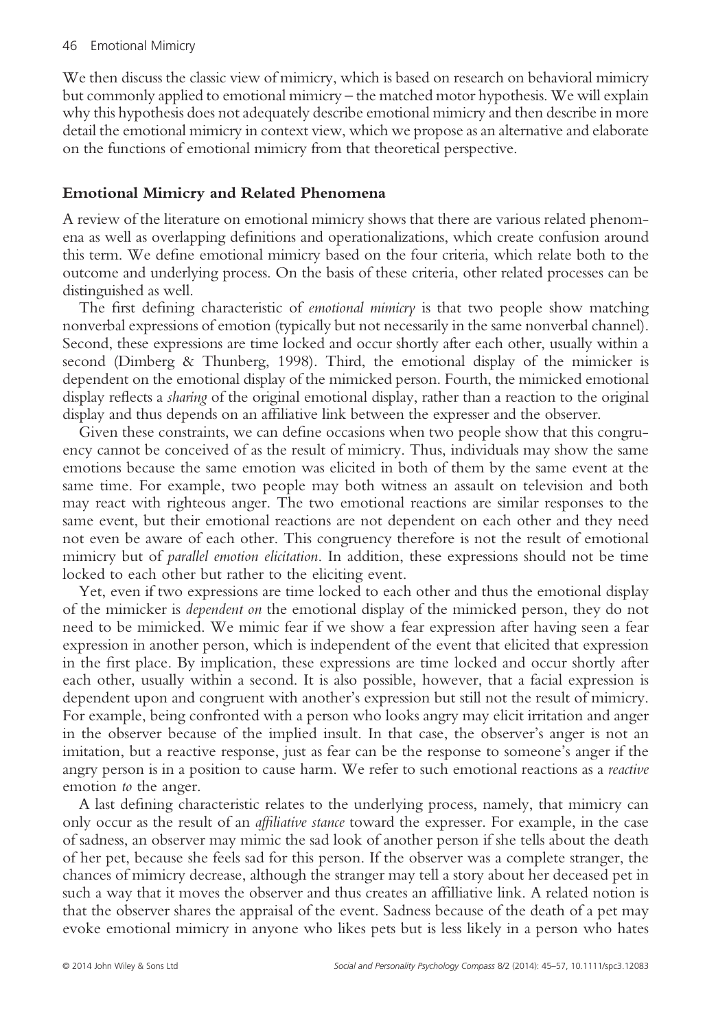We then discuss the classic view of mimicry, which is based on research on behavioral mimicry but commonly applied to emotional mimicry – the matched motor hypothesis. We will explain why this hypothesis does not adequately describe emotional mimicry and then describe in more detail the emotional mimicry in context view, which we propose as an alternative and elaborate on the functions of emotional mimicry from that theoretical perspective.

## Emotional Mimicry and Related Phenomena

A review of the literature on emotional mimicry shows that there are various related phenomena as well as overlapping definitions and operationalizations, which create confusion around this term. We define emotional mimicry based on the four criteria, which relate both to the outcome and underlying process. On the basis of these criteria, other related processes can be distinguished as well.

The first defining characteristic of *emotional mimicry* is that two people show matching nonverbal expressions of emotion (typically but not necessarily in the same nonverbal channel). Second, these expressions are time locked and occur shortly after each other, usually within a second (Dimberg & Thunberg, 1998). Third, the emotional display of the mimicker is dependent on the emotional display of the mimicked person. Fourth, the mimicked emotional display reflects a *sharing* of the original emotional display, rather than a reaction to the original display and thus depends on an affiliative link between the expresser and the observer.

Given these constraints, we can define occasions when two people show that this congruency cannot be conceived of as the result of mimicry. Thus, individuals may show the same emotions because the same emotion was elicited in both of them by the same event at the same time. For example, two people may both witness an assault on television and both may react with righteous anger. The two emotional reactions are similar responses to the same event, but their emotional reactions are not dependent on each other and they need not even be aware of each other. This congruency therefore is not the result of emotional mimicry but of *parallel emotion elicitation*. In addition, these expressions should not be time locked to each other but rather to the eliciting event.

Yet, even if two expressions are time locked to each other and thus the emotional display of the mimicker is *dependent on* the emotional display of the mimicked person, they do not need to be mimicked. We mimic fear if we show a fear expression after having seen a fear expression in another person, which is independent of the event that elicited that expression in the first place. By implication, these expressions are time locked and occur shortly after each other, usually within a second. It is also possible, however, that a facial expression is dependent upon and congruent with another's expression but still not the result of mimicry. For example, being confronted with a person who looks angry may elicit irritation and anger in the observer because of the implied insult. In that case, the observer's anger is not an imitation, but a reactive response, just as fear can be the response to someone's anger if the angry person is in a position to cause harm. We refer to such emotional reactions as a *reactive* emotion *to* the anger.

A last defining characteristic relates to the underlying process, namely, that mimicry can only occur as the result of an *affiliative stance* toward the expresser. For example, in the case of sadness, an observer may mimic the sad look of another person if she tells about the death of her pet, because she feels sad for this person. If the observer was a complete stranger, the chances of mimicry decrease, although the stranger may tell a story about her deceased pet in such a way that it moves the observer and thus creates an affilliative link. A related notion is that the observer shares the appraisal of the event. Sadness because of the death of a pet may evoke emotional mimicry in anyone who likes pets but is less likely in a person who hates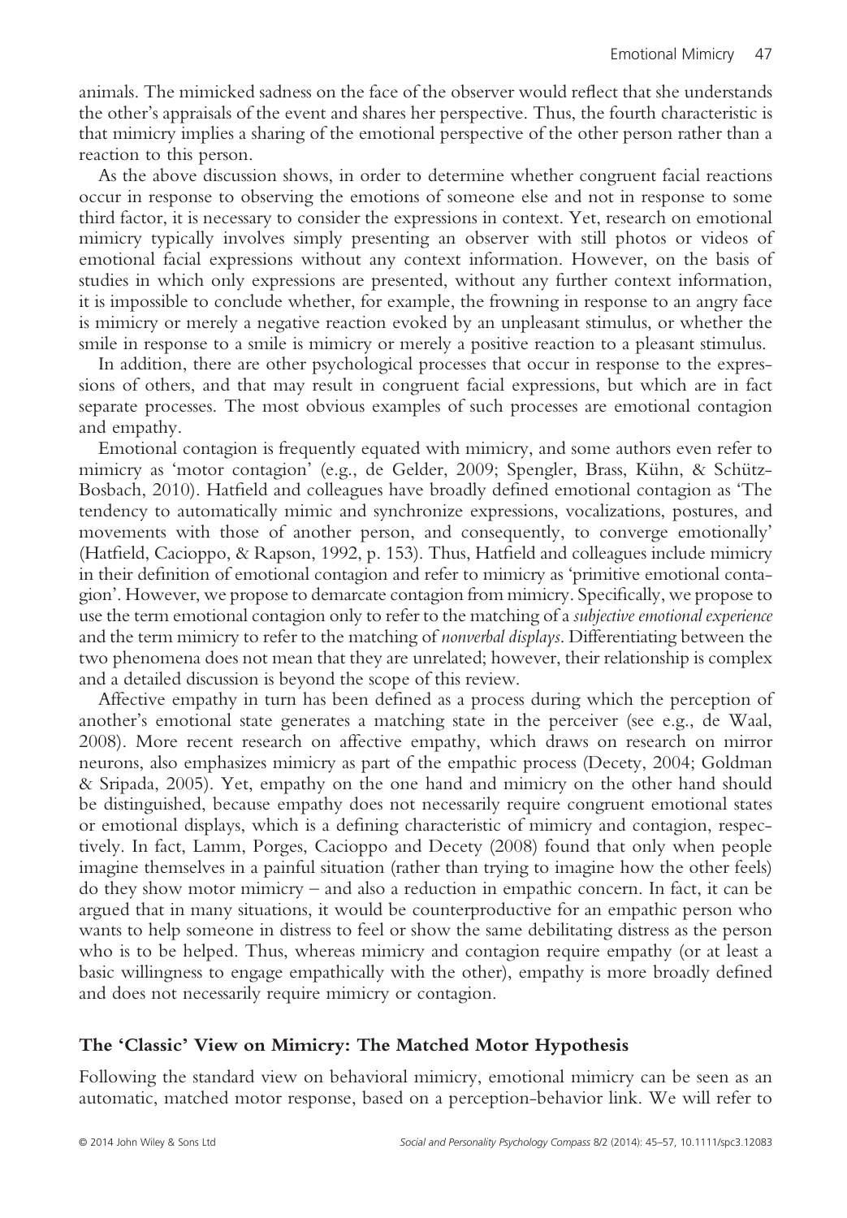animals. The mimicked sadness on the face of the observer would reflect that she understands the other's appraisals of the event and shares her perspective. Thus, the fourth characteristic is that mimicry implies a sharing of the emotional perspective of the other person rather than a reaction to this person.

As the above discussion shows, in order to determine whether congruent facial reactions occur in response to observing the emotions of someone else and not in response to some third factor, it is necessary to consider the expressions in context. Yet, research on emotional mimicry typically involves simply presenting an observer with still photos or videos of emotional facial expressions without any context information. However, on the basis of studies in which only expressions are presented, without any further context information, it is impossible to conclude whether, for example, the frowning in response to an angry face is mimicry or merely a negative reaction evoked by an unpleasant stimulus, or whether the smile in response to a smile is mimicry or merely a positive reaction to a pleasant stimulus.

In addition, there are other psychological processes that occur in response to the expressions of others, and that may result in congruent facial expressions, but which are in fact separate processes. The most obvious examples of such processes are emotional contagion and empathy.

Emotional contagion is frequently equated with mimicry, and some authors even refer to mimicry as 'motor contagion' (e.g., de Gelder, 2009; Spengler, Brass, Kühn, & Schütz-Bosbach, 2010). Hatfield and colleagues have broadly defined emotional contagion as 'The tendency to automatically mimic and synchronize expressions, vocalizations, postures, and movements with those of another person, and consequently, to converge emotionally' (Hatfield, Cacioppo, & Rapson, 1992, p. 153). Thus, Hatfield and colleagues include mimicry in their definition of emotional contagion and refer to mimicry as 'primitive emotional contagion'. However, we propose to demarcate contagion from mimicry. Specifically, we propose to use the term emotional contagion only to refer to the matching of a *subjective emotional experience* and the term mimicry to refer to the matching of *nonverbal displays*. Differentiating between the two phenomena does not mean that they are unrelated; however, their relationship is complex and a detailed discussion is beyond the scope of this review.

Affective empathy in turn has been defined as a process during which the perception of another's emotional state generates a matching state in the perceiver (see e.g., de Waal, 2008). More recent research on affective empathy, which draws on research on mirror neurons, also emphasizes mimicry as part of the empathic process (Decety, 2004; Goldman & Sripada, 2005). Yet, empathy on the one hand and mimicry on the other hand should be distinguished, because empathy does not necessarily require congruent emotional states or emotional displays, which is a defining characteristic of mimicry and contagion, respectively. In fact, Lamm, Porges, Cacioppo and Decety (2008) found that only when people imagine themselves in a painful situation (rather than trying to imagine how the other feels) do they show motor mimicry – and also a reduction in empathic concern. In fact, it can be argued that in many situations, it would be counterproductive for an empathic person who wants to help someone in distress to feel or show the same debilitating distress as the person who is to be helped. Thus, whereas mimicry and contagion require empathy (or at least a basic willingness to engage empathically with the other), empathy is more broadly defined and does not necessarily require mimicry or contagion.

## The 'Classic' View on Mimicry: The Matched Motor Hypothesis

Following the standard view on behavioral mimicry, emotional mimicry can be seen as an automatic, matched motor response, based on a perception-behavior link. We will refer to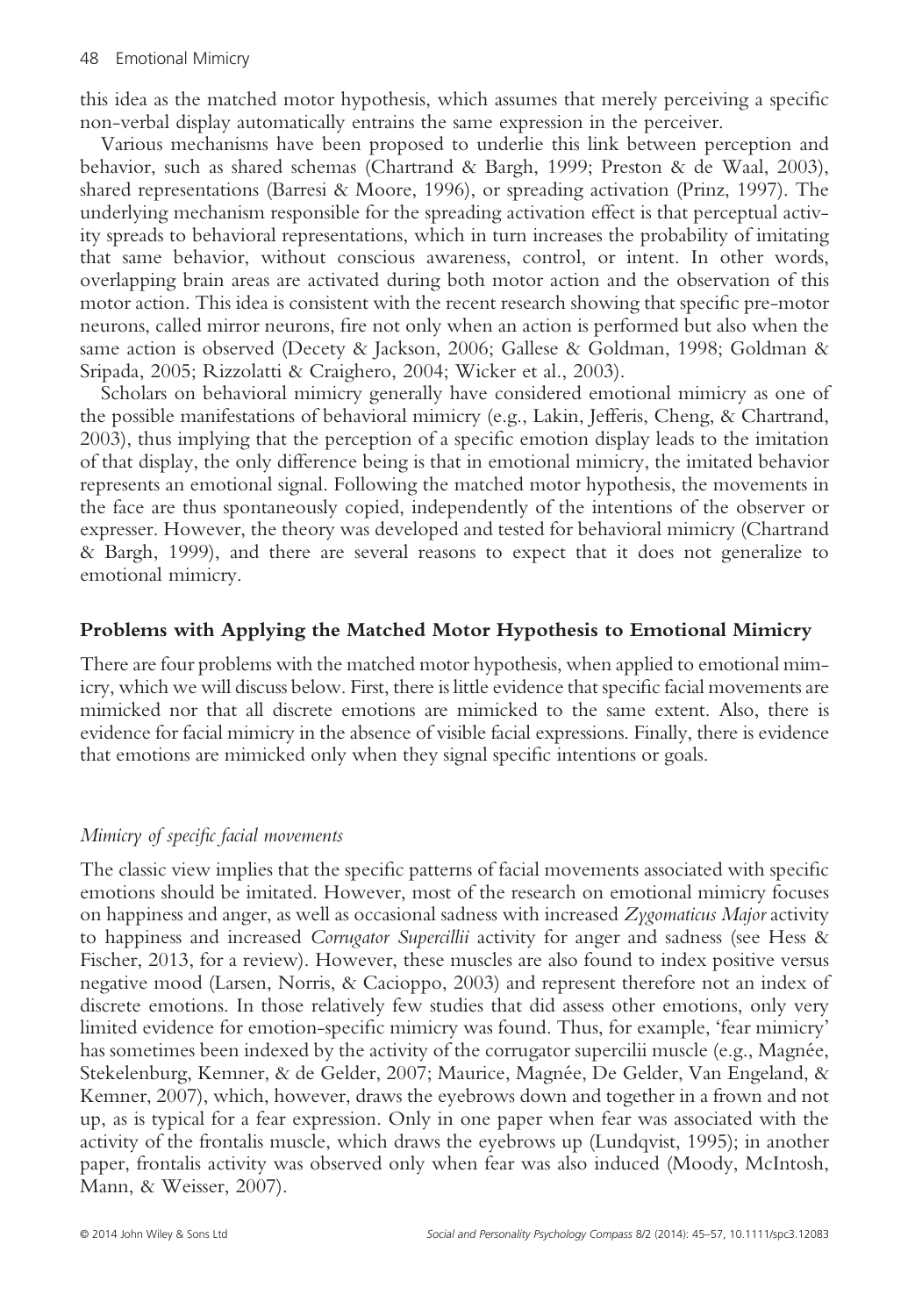this idea as the matched motor hypothesis, which assumes that merely perceiving a specific non-verbal display automatically entrains the same expression in the perceiver.

Various mechanisms have been proposed to underlie this link between perception and behavior, such as shared schemas (Chartrand & Bargh, 1999; Preston & de Waal, 2003), shared representations (Barresi & Moore, 1996), or spreading activation (Prinz, 1997). The underlying mechanism responsible for the spreading activation effect is that perceptual activity spreads to behavioral representations, which in turn increases the probability of imitating that same behavior, without conscious awareness, control, or intent. In other words, overlapping brain areas are activated during both motor action and the observation of this motor action. This idea is consistent with the recent research showing that specific pre-motor neurons, called mirror neurons, fire not only when an action is performed but also when the same action is observed (Decety & Jackson, 2006; Gallese & Goldman, 1998; Goldman & Sripada, 2005; Rizzolatti & Craighero, 2004; Wicker et al., 2003).

Scholars on behavioral mimicry generally have considered emotional mimicry as one of the possible manifestations of behavioral mimicry (e.g., Lakin, Jefferis, Cheng, & Chartrand, 2003), thus implying that the perception of a specific emotion display leads to the imitation of that display, the only difference being is that in emotional mimicry, the imitated behavior represents an emotional signal. Following the matched motor hypothesis, the movements in the face are thus spontaneously copied, independently of the intentions of the observer or expresser. However, the theory was developed and tested for behavioral mimicry (Chartrand & Bargh, 1999), and there are several reasons to expect that it does not generalize to emotional mimicry.

## Problems with Applying the Matched Motor Hypothesis to Emotional Mimicry

There are four problems with the matched motor hypothesis, when applied to emotional mimicry, which we will discuss below. First, there is little evidence that specific facial movements are mimicked nor that all discrete emotions are mimicked to the same extent. Also, there is evidence for facial mimicry in the absence of visible facial expressions. Finally, there is evidence that emotions are mimicked only when they signal specific intentions or goals.

### *Mimicry of specific facial movements*

The classic view implies that the specific patterns of facial movements associated with specific emotions should be imitated. However, most of the research on emotional mimicry focuses on happiness and anger, as well as occasional sadness with increased *Zygomaticus Major* activity to happiness and increased *Corrugator Supercillii* activity for anger and sadness (see Hess & Fischer, 2013, for a review). However, these muscles are also found to index positive versus negative mood (Larsen, Norris, & Cacioppo, 2003) and represent therefore not an index of discrete emotions. In those relatively few studies that did assess other emotions, only very limited evidence for emotion-specific mimicry was found. Thus, for example, 'fear mimicry' has sometimes been indexed by the activity of the corrugator supercilii muscle (e.g., Magnée, Stekelenburg, Kemner, & de Gelder, 2007; Maurice, Magnée, De Gelder, Van Engeland, & Kemner, 2007), which, however, draws the eyebrows down and together in a frown and not up, as is typical for a fear expression. Only in one paper when fear was associated with the activity of the frontalis muscle, which draws the eyebrows up (Lundqvist, 1995); in another paper, frontalis activity was observed only when fear was also induced (Moody, McIntosh, Mann, & Weisser, 2007).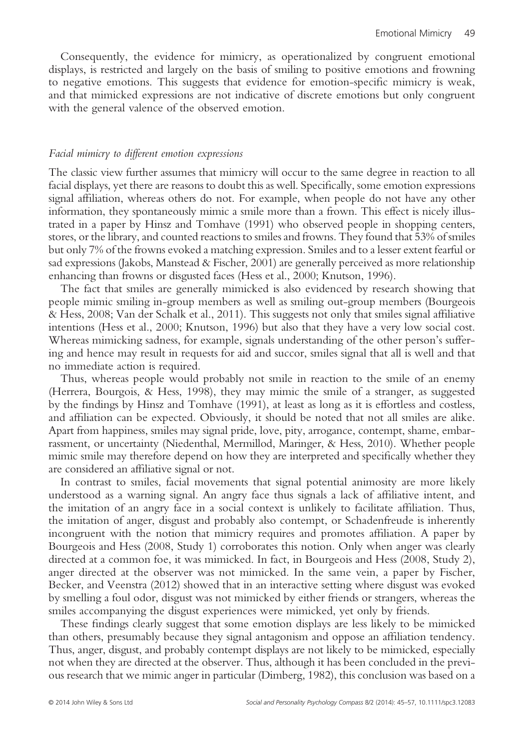Consequently, the evidence for mimicry, as operationalized by congruent emotional displays, is restricted and largely on the basis of smiling to positive emotions and frowning to negative emotions. This suggests that evidence for emotion-specific mimicry is weak, and that mimicked expressions are not indicative of discrete emotions but only congruent with the general valence of the observed emotion.

### *Facial mimicry to different emotion expressions*

The classic view further assumes that mimicry will occur to the same degree in reaction to all facial displays, yet there are reasons to doubt this as well. Specifically, some emotion expressions signal affiliation, whereas others do not. For example, when people do not have any other information, they spontaneously mimic a smile more than a frown. This effect is nicely illustrated in a paper by Hinsz and Tomhave (1991) who observed people in shopping centers, stores, or the library, and counted reactions to smiles and frowns. They found that 53% of smiles but only 7% of the frowns evoked a matching expression. Smiles and to a lesser extent fearful or sad expressions (Jakobs, Manstead & Fischer, 2001) are generally perceived as more relationship enhancing than frowns or disgusted faces (Hess et al., 2000; Knutson, 1996).

The fact that smiles are generally mimicked is also evidenced by research showing that people mimic smiling in-group members as well as smiling out-group members (Bourgeois & Hess, 2008; Van der Schalk et al., 2011). This suggests not only that smiles signal affiliative intentions (Hess et al., 2000; Knutson, 1996) but also that they have a very low social cost. Whereas mimicking sadness, for example, signals understanding of the other person's suffering and hence may result in requests for aid and succor, smiles signal that all is well and that no immediate action is required.

Thus, whereas people would probably not smile in reaction to the smile of an enemy (Herrera, Bourgois, & Hess, 1998), they may mimic the smile of a stranger, as suggested by the findings by Hinsz and Tomhave (1991), at least as long as it is effortless and costless, and affiliation can be expected. Obviously, it should be noted that not all smiles are alike. Apart from happiness, smiles may signal pride, love, pity, arrogance, contempt, shame, embarrassment, or uncertainty (Niedenthal, Mermillod, Maringer, & Hess, 2010). Whether people mimic smile may therefore depend on how they are interpreted and specifically whether they are considered an affiliative signal or not.

In contrast to smiles, facial movements that signal potential animosity are more likely understood as a warning signal. An angry face thus signals a lack of affiliative intent, and the imitation of an angry face in a social context is unlikely to facilitate affiliation. Thus, the imitation of anger, disgust and probably also contempt, or Schadenfreude is inherently incongruent with the notion that mimicry requires and promotes affiliation. A paper by Bourgeois and Hess (2008, Study 1) corroborates this notion. Only when anger was clearly directed at a common foe, it was mimicked. In fact, in Bourgeois and Hess (2008, Study 2), anger directed at the observer was not mimicked. In the same vein, a paper by Fischer, Becker, and Veenstra (2012) showed that in an interactive setting where disgust was evoked by smelling a foul odor, disgust was not mimicked by either friends or strangers, whereas the smiles accompanying the disgust experiences were mimicked, yet only by friends.

These findings clearly suggest that some emotion displays are less likely to be mimicked than others, presumably because they signal antagonism and oppose an affiliation tendency. Thus, anger, disgust, and probably contempt displays are not likely to be mimicked, especially not when they are directed at the observer. Thus, although it has been concluded in the previous research that we mimic anger in particular (Dimberg, 1982), this conclusion was based on a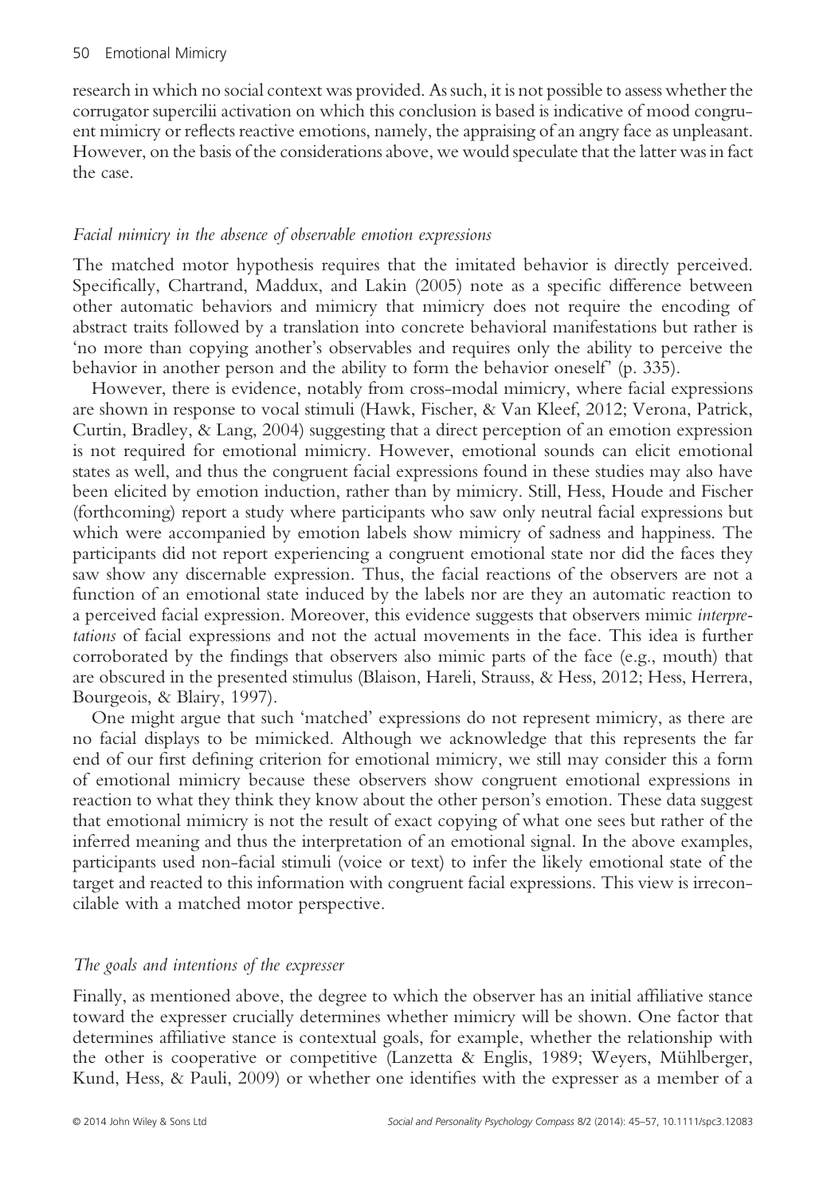research in which no social context was provided. As such, it is not possible to assess whether the corrugator supercilii activation on which this conclusion is based is indicative of mood congruent mimicry or reflects reactive emotions, namely, the appraising of an angry face as unpleasant. However, on the basis of the considerations above, we would speculate that the latter was in fact the case.

### *Facial mimicry in the absence of observable emotion expressions*

The matched motor hypothesis requires that the imitated behavior is directly perceived. Specifically, Chartrand, Maddux, and Lakin (2005) note as a specific difference between other automatic behaviors and mimicry that mimicry does not require the encoding of abstract traits followed by a translation into concrete behavioral manifestations but rather is 'no more than copying another's observables and requires only the ability to perceive the behavior in another person and the ability to form the behavior oneself' (p. 335).

However, there is evidence, notably from cross-modal mimicry, where facial expressions are shown in response to vocal stimuli (Hawk, Fischer, & Van Kleef, 2012; Verona, Patrick, Curtin, Bradley, & Lang, 2004) suggesting that a direct perception of an emotion expression is not required for emotional mimicry. However, emotional sounds can elicit emotional states as well, and thus the congruent facial expressions found in these studies may also have been elicited by emotion induction, rather than by mimicry. Still, Hess, Houde and Fischer (forthcoming) report a study where participants who saw only neutral facial expressions but which were accompanied by emotion labels show mimicry of sadness and happiness. The participants did not report experiencing a congruent emotional state nor did the faces they saw show any discernable expression. Thus, the facial reactions of the observers are not a function of an emotional state induced by the labels nor are they an automatic reaction to a perceived facial expression. Moreover, this evidence suggests that observers mimic *interpretations* of facial expressions and not the actual movements in the face. This idea is further corroborated by the findings that observers also mimic parts of the face (e.g., mouth) that are obscured in the presented stimulus (Blaison, Hareli, Strauss, & Hess, 2012; Hess, Herrera, Bourgeois, & Blairy, 1997).

One might argue that such 'matched' expressions do not represent mimicry, as there are no facial displays to be mimicked. Although we acknowledge that this represents the far end of our first defining criterion for emotional mimicry, we still may consider this a form of emotional mimicry because these observers show congruent emotional expressions in reaction to what they think they know about the other person's emotion. These data suggest that emotional mimicry is not the result of exact copying of what one sees but rather of the inferred meaning and thus the interpretation of an emotional signal. In the above examples, participants used non-facial stimuli (voice or text) to infer the likely emotional state of the target and reacted to this information with congruent facial expressions. This view is irreconcilable with a matched motor perspective.

### *The goals and intentions of the expresser*

Finally, as mentioned above, the degree to which the observer has an initial affiliative stance toward the expresser crucially determines whether mimicry will be shown. One factor that determines affiliative stance is contextual goals, for example, whether the relationship with the other is cooperative or competitive (Lanzetta & Englis, 1989; Weyers, Mühlberger, Kund, Hess, & Pauli, 2009) or whether one identifies with the expresser as a member of a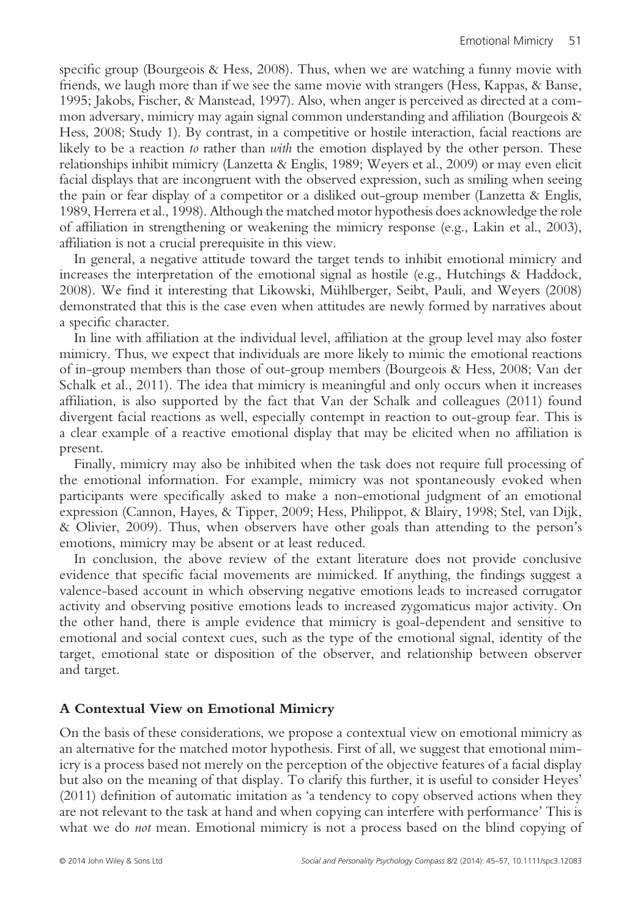specific group (Bourgeois & Hess, 2008). Thus, when we are watching a funny movie with friends, we laugh more than if we see the same movie with strangers (Hess, Kappas, & Banse, 1995; Jakobs, Fischer, & Manstead, 1997). Also, when anger is perceived as directed at a common adversary, mimicry may again signal common understanding and affiliation (Bourgeois & Hess, 2008; Study 1). By contrast, in a competitive or hostile interaction, facial reactions are likely to be a reaction *to* rather than *with* the emotion displayed by the other person. These relationships inhibit mimicry (Lanzetta & Englis, 1989; Weyers et al., 2009) or may even elicit facial displays that are incongruent with the observed expression, such as smiling when seeing the pain or fear display of a competitor or a disliked out-group member (Lanzetta & Englis, 1989, Herrera et al., 1998). Although the matched motor hypothesis does acknowledge the role of affiliation in strengthening or weakening the mimicry response (e.g., Lakin et al., 2003), affiliation is not a crucial prerequisite in this view.

In general, a negative attitude toward the target tends to inhibit emotional mimicry and increases the interpretation of the emotional signal as hostile (e.g., Hutchings & Haddock, 2008). We find it interesting that Likowski, Mühlberger, Seibt, Pauli, and Weyers (2008) demonstrated that this is the case even when attitudes are newly formed by narratives about a specific character.

In line with affiliation at the individual level, affiliation at the group level may also foster mimicry. Thus, we expect that individuals are more likely to mimic the emotional reactions of in-group members than those of out-group members (Bourgeois & Hess, 2008; Van der Schalk et al., 2011). The idea that mimicry is meaningful and only occurs when it increases affiliation, is also supported by the fact that Van der Schalk and colleagues (2011) found divergent facial reactions as well, especially contempt in reaction to out-group fear. This is a clear example of a reactive emotional display that may be elicited when no affiliation is present.

Finally, mimicry may also be inhibited when the task does not require full processing of the emotional information. For example, mimicry was not spontaneously evoked when participants were specifically asked to make a non-emotional judgment of an emotional expression (Cannon, Hayes, & Tipper, 2009; Hess, Philippot, & Blairy, 1998; Stel, van Dijk, & Olivier, 2009). Thus, when observers have other goals than attending to the person's emotions, mimicry may be absent or at least reduced.

In conclusion, the above review of the extant literature does not provide conclusive evidence that specific facial movements are mimicked. If anything, the findings suggest a valence-based account in which observing negative emotions leads to increased corrugator activity and observing positive emotions leads to increased zygomaticus major activity. On the other hand, there is ample evidence that mimicry is goal-dependent and sensitive to emotional and social context cues, such as the type of the emotional signal, identity of the target, emotional state or disposition of the observer, and relationship between observer and target.

## A Contextual View on Emotional Mimicry

On the basis of these considerations, we propose a contextual view on emotional mimicry as an alternative for the matched motor hypothesis. First of all, we suggest that emotional mimicry is a process based not merely on the perception of the objective features of a facial display but also on the meaning of that display. To clarify this further, it is useful to consider Heyes' (2011) definition of automatic imitation as 'a tendency to copy observed actions when they are not relevant to the task at hand and when copying can interfere with performance' This is what we do *not* mean. Emotional mimicry is not a process based on the blind copying of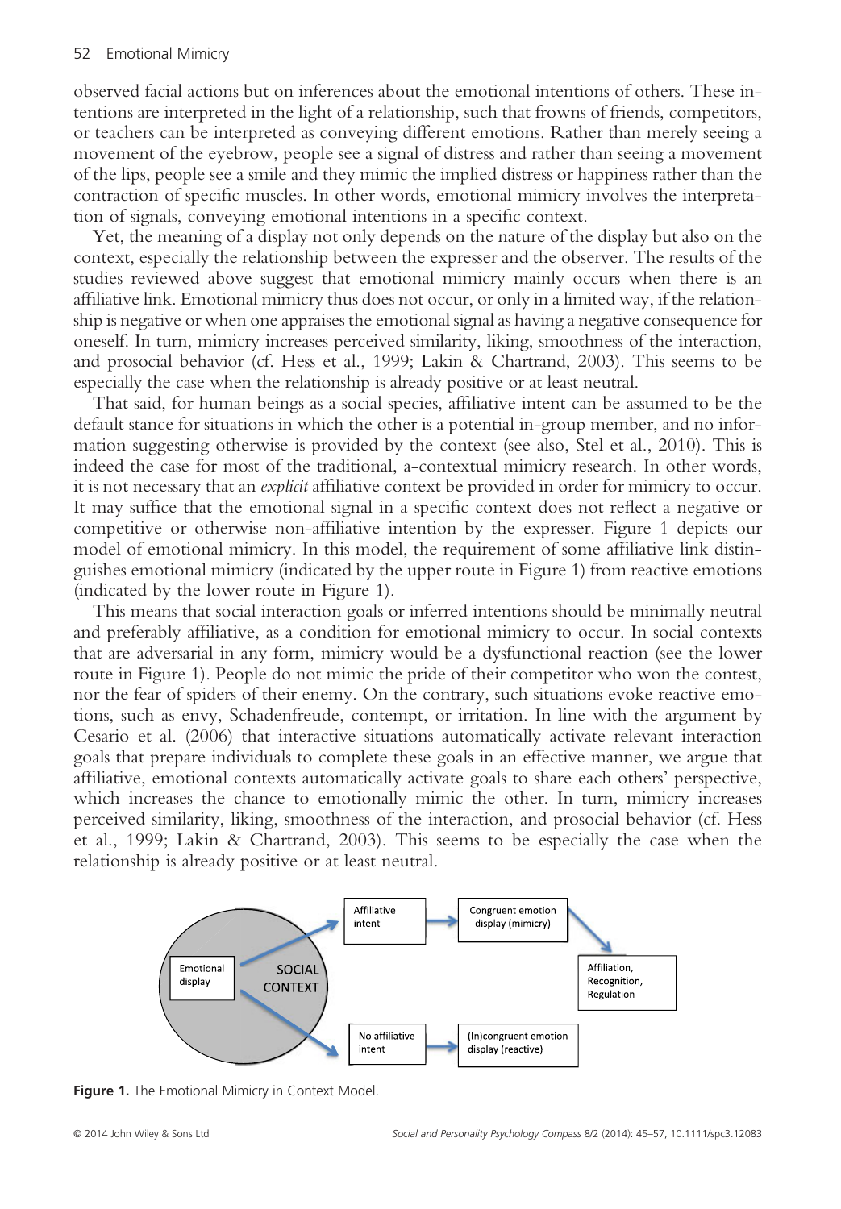observed facial actions but on inferences about the emotional intentions of others. These intentions are interpreted in the light of a relationship, such that frowns of friends, competitors, or teachers can be interpreted as conveying different emotions. Rather than merely seeing a movement of the eyebrow, people see a signal of distress and rather than seeing a movement of the lips, people see a smile and they mimic the implied distress or happiness rather than the contraction of specific muscles. In other words, emotional mimicry involves the interpretation of signals, conveying emotional intentions in a specific context.

Yet, the meaning of a display not only depends on the nature of the display but also on the context, especially the relationship between the expresser and the observer. The results of the studies reviewed above suggest that emotional mimicry mainly occurs when there is an affiliative link. Emotional mimicry thus does not occur, or only in a limited way, if the relationship is negative or when one appraises the emotional signal as having a negative consequence for oneself. In turn, mimicry increases perceived similarity, liking, smoothness of the interaction, and prosocial behavior (cf. Hess et al., 1999; Lakin & Chartrand, 2003). This seems to be especially the case when the relationship is already positive or at least neutral.

That said, for human beings as a social species, affiliative intent can be assumed to be the default stance for situations in which the other is a potential in-group member, and no information suggesting otherwise is provided by the context (see also, Stel et al., 2010). This is indeed the case for most of the traditional, a-contextual mimicry research. In other words, it is not necessary that an *explicit* affiliative context be provided in order for mimicry to occur. It may suffice that the emotional signal in a specific context does not reflect a negative or competitive or otherwise non-affiliative intention by the expresser. Figure 1 depicts our model of emotional mimicry. In this model, the requirement of some affiliative link distinguishes emotional mimicry (indicated by the upper route in Figure 1) from reactive emotions (indicated by the lower route in Figure 1).

This means that social interaction goals or inferred intentions should be minimally neutral and preferably affiliative, as a condition for emotional mimicry to occur. In social contexts that are adversarial in any form, mimicry would be a dysfunctional reaction (see the lower route in Figure 1). People do not mimic the pride of their competitor who won the contest, nor the fear of spiders of their enemy. On the contrary, such situations evoke reactive emotions, such as envy, Schadenfreude, contempt, or irritation. In line with the argument by Cesario et al. (2006) that interactive situations automatically activate relevant interaction goals that prepare individuals to complete these goals in an effective manner, we argue that affiliative, emotional contexts automatically activate goals to share each others' perspective, which increases the chance to emotionally mimic the other. In turn, mimicry increases perceived similarity, liking, smoothness of the interaction, and prosocial behavior (cf. Hess et al., 1999; Lakin & Chartrand, 2003). This seems to be especially the case when the relationship is already positive or at least neutral.

Emotional display → SOCIAL CONTEXT → Affiliative intent → Congruent emotion display (mimicry) → Affiliation, Recognition, Regulation

Emotional display → SOCIAL CONTEXT → No affiliative intent → (In)congruent emotion display (reactive)

**Figure 1.** The Emotional Mimicry in Context Model.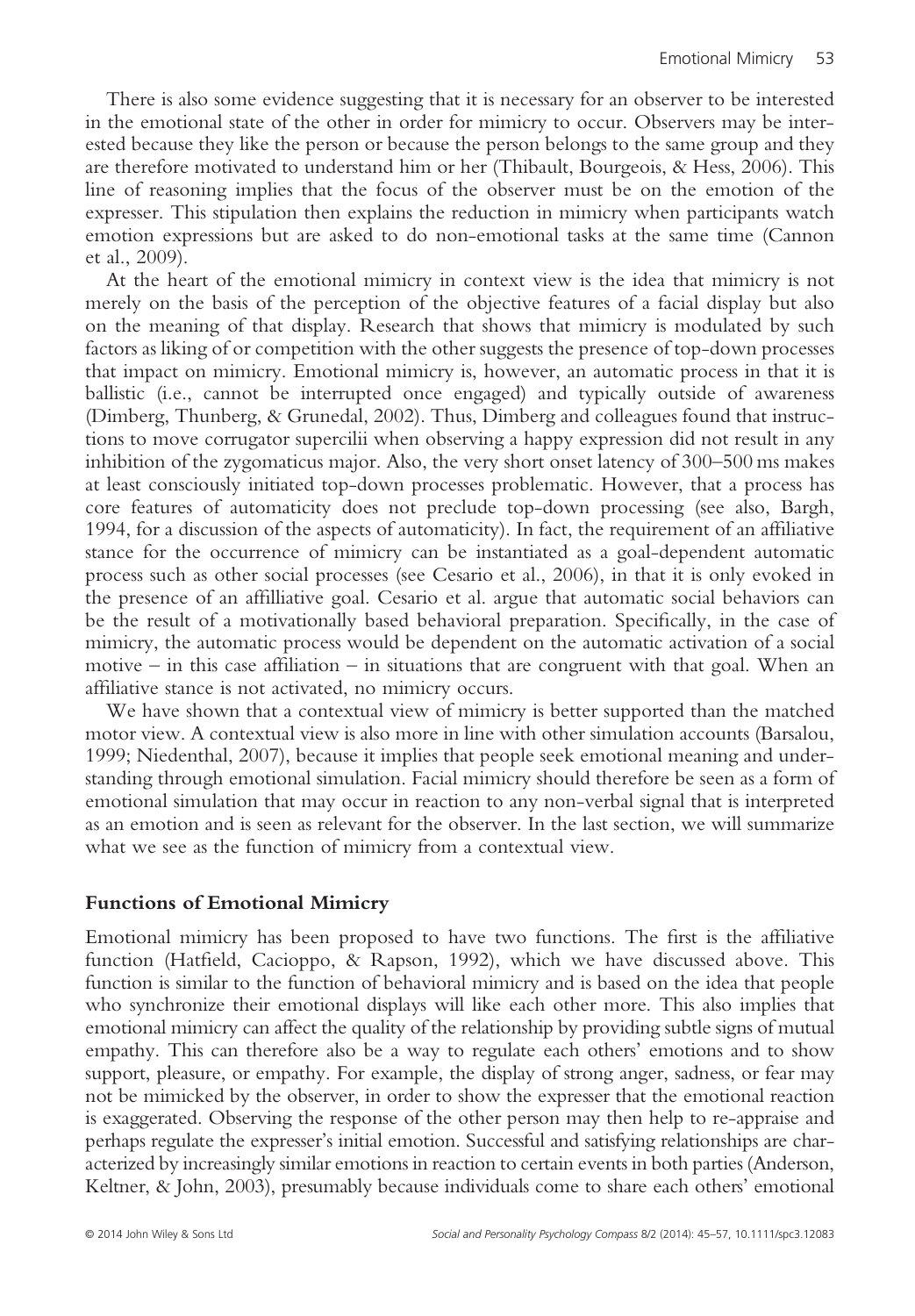There is also some evidence suggesting that it is necessary for an observer to be interested in the emotional state of the other in order for mimicry to occur. Observers may be interested because they like the person or because the person belongs to the same group and they are therefore motivated to understand him or her (Thibault, Bourgeois, & Hess, 2006). This line of reasoning implies that the focus of the observer must be on the emotion of the expresser. This stipulation then explains the reduction in mimicry when participants watch emotion expressions but are asked to do non-emotional tasks at the same time (Cannon et al., 2009).

At the heart of the emotional mimicry in context view is the idea that mimicry is not merely on the basis of the perception of the objective features of a facial display but also on the meaning of that display. Research that shows that mimicry is modulated by such factors as liking of or competition with the other suggests the presence of top-down processes that impact on mimicry. Emotional mimicry is, however, an automatic process in that it is ballistic (i.e., cannot be interrupted once engaged) and typically outside of awareness (Dimberg, Thunberg, & Grunedal, 2002). Thus, Dimberg and colleagues found that instructions to move corrugator supercilii when observing a happy expression did not result in any inhibition of the zygomaticus major. Also, the very short onset latency of 300–500 ms makes at least consciously initiated top-down processes problematic. However, that a process has core features of automaticity does not preclude top-down processing (see also, Bargh, 1994, for a discussion of the aspects of automaticity). In fact, the requirement of an affiliative stance for the occurrence of mimicry can be instantiated as a goal-dependent automatic process such as other social processes (see Cesario et al., 2006), in that it is only evoked in the presence of an affilliative goal. Cesario et al. argue that automatic social behaviors can be the result of a motivationally based behavioral preparation. Specifically, in the case of mimicry, the automatic process would be dependent on the automatic activation of a social motive – in this case affiliation – in situations that are congruent with that goal. When an affiliative stance is not activated, no mimicry occurs.

We have shown that a contextual view of mimicry is better supported than the matched motor view. A contextual view is also more in line with other simulation accounts (Barsalou, 1999; Niedenthal, 2007), because it implies that people seek emotional meaning and understanding through emotional simulation. Facial mimicry should therefore be seen as a form of emotional simulation that may occur in reaction to any non-verbal signal that is interpreted as an emotion and is seen as relevant for the observer. In the last section, we will summarize what we see as the function of mimicry from a contextual view.

## Functions of Emotional Mimicry

Emotional mimicry has been proposed to have two functions. The first is the affiliative function (Hatfield, Cacioppo, & Rapson, 1992), which we have discussed above. This function is similar to the function of behavioral mimicry and is based on the idea that people who synchronize their emotional displays will like each other more. This also implies that emotional mimicry can affect the quality of the relationship by providing subtle signs of mutual empathy. This can therefore also be a way to regulate each others' emotions and to show support, pleasure, or empathy. For example, the display of strong anger, sadness, or fear may not be mimicked by the observer, in order to show the expresser that the emotional reaction is exaggerated. Observing the response of the other person may then help to re-appraise and perhaps regulate the expresser's initial emotion. Successful and satisfying relationships are characterized by increasingly similar emotions in reaction to certain events in both parties (Anderson, Keltner, & John, 2003), presumably because individuals come to share each others' emotional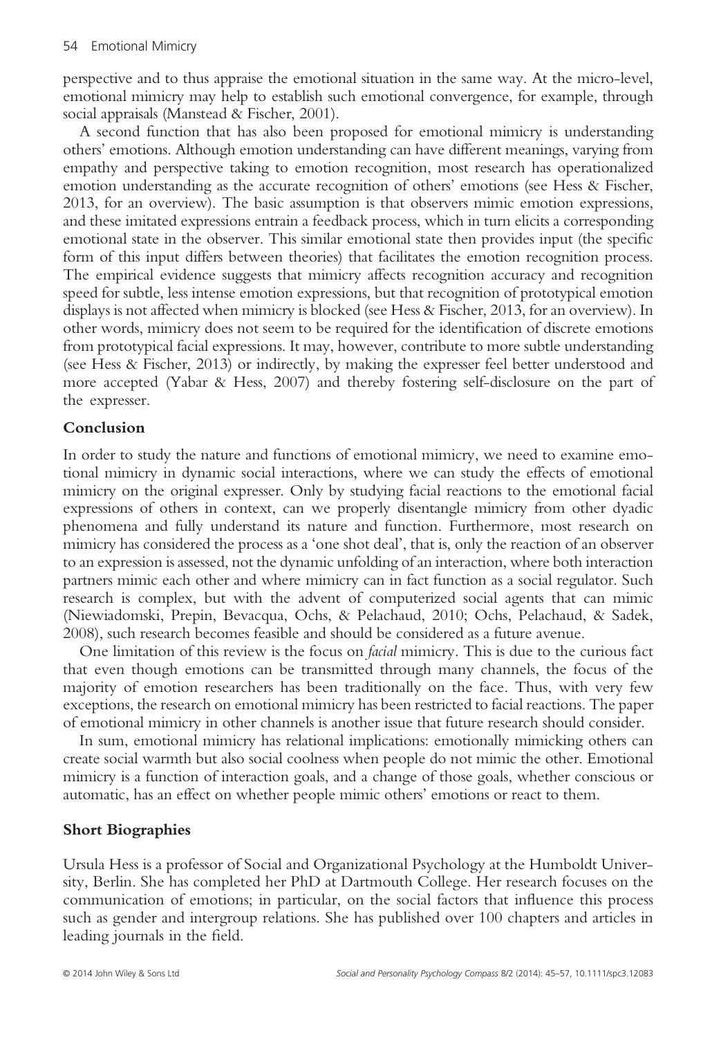perspective and to thus appraise the emotional situation in the same way. At the micro-level, emotional mimicry may help to establish such emotional convergence, for example, through social appraisals (Manstead & Fischer, 2001).

A second function that has also been proposed for emotional mimicry is understanding others' emotions. Although emotion understanding can have different meanings, varying from empathy and perspective taking to emotion recognition, most research has operationalized emotion understanding as the accurate recognition of others' emotions (see Hess & Fischer, 2013, for an overview). The basic assumption is that observers mimic emotion expressions, and these imitated expressions entrain a feedback process, which in turn elicits a corresponding emotional state in the observer. This similar emotional state then provides input (the specific form of this input differs between theories) that facilitates the emotion recognition process. The empirical evidence suggests that mimicry affects recognition accuracy and recognition speed for subtle, less intense emotion expressions, but that recognition of prototypical emotion displays is not affected when mimicry is blocked (see Hess & Fischer, 2013, for an overview). In other words, mimicry does not seem to be required for the identification of discrete emotions from prototypical facial expressions. It may, however, contribute to more subtle understanding (see Hess & Fischer, 2013) or indirectly, by making the expresser feel better understood and more accepted (Yabar & Hess, 2007) and thereby fostering self-disclosure on the part of the expresser.

## Conclusion

In order to study the nature and functions of emotional mimicry, we need to examine emotional mimicry in dynamic social interactions, where we can study the effects of emotional mimicry on the original expresser. Only by studying facial reactions to the emotional facial expressions of others in context, can we properly disentangle mimicry from other dyadic phenomena and fully understand its nature and function. Furthermore, most research on mimicry has considered the process as a 'one shot deal', that is, only the reaction of an observer to an expression is assessed, not the dynamic unfolding of an interaction, where both interaction partners mimic each other and where mimicry can in fact function as a social regulator. Such research is complex, but with the advent of computerized social agents that can mimic (Niewiadomski, Prepin, Bevacqua, Ochs, & Pelachaud, 2010; Ochs, Pelachaud, & Sadek, 2008), such research becomes feasible and should be considered as a future avenue.

One limitation of this review is the focus on *facial* mimicry. This is due to the curious fact that even though emotions can be transmitted through many channels, the focus of the majority of emotion researchers has been traditionally on the face. Thus, with very few exceptions, the research on emotional mimicry has been restricted to facial reactions. The paper of emotional mimicry in other channels is another issue that future research should consider.

In sum, emotional mimicry has relational implications: emotionally mimicking others can create social warmth but also social coolness when people do not mimic the other. Emotional mimicry is a function of interaction goals, and a change of those goals, whether conscious or automatic, has an effect on whether people mimic others' emotions or react to them.

## Short Biographies

Ursula Hess is a professor of Social and Organizational Psychology at the Humboldt University, Berlin. She has completed her PhD at Dartmouth College. Her research focuses on the communication of emotions; in particular, on the social factors that influence this process such as gender and intergroup relations. She has published over 100 chapters and articles in leading journals in the field.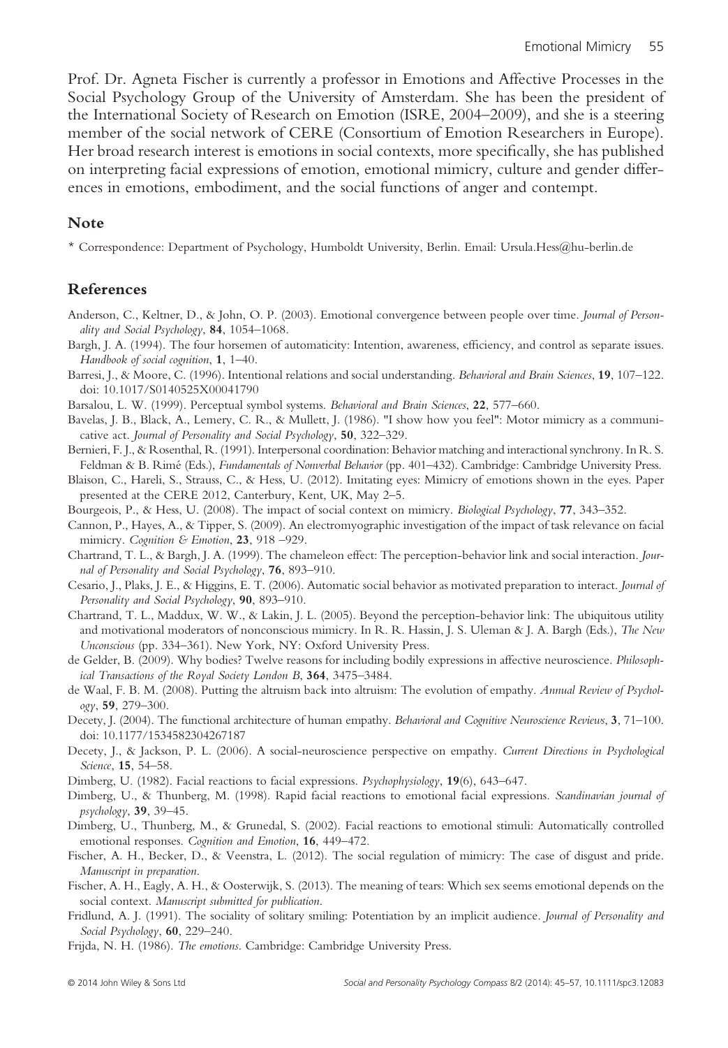Prof. Dr. Agneta Fischer is currently a professor in Emotions and Affective Processes in the Social Psychology Group of the University of Amsterdam. She has been the president of the International Society of Research on Emotion (ISRE, 2004–2009), and she is a steering member of the social network of CERE (Consortium of Emotion Researchers in Europe). Her broad research interest is emotions in social contexts, more specifically, she has published on interpreting facial expressions of emotion, emotional mimicry, culture and gender differences in emotions, embodiment, and the social functions of anger and contempt.

## Note

\* Correspondence: Department of Psychology, Humboldt University, Berlin. Email: Ursula.Hess@hu-berlin.de

## References

Anderson, C., Keltner, D., & John, O. P. (2003). Emotional convergence between people over time. *Journal of Personality and Social Psychology*, **84**, 1054–1068.

Bargh, J. A. (1994). The four horsemen of automaticity: Intention, awareness, efficiency, and control as separate issues. *Handbook of social cognition*, **1**, 1–40.

Barresi, J., & Moore, C. (1996). Intentional relations and social understanding. *Behavioral and Brain Sciences*, **19**, 107–122. doi: 10.1017/S0140525X00041790

Barsalou, L. W. (1999). Perceptual symbol systems. *Behavioral and Brain Sciences*, **22**, 577–660.

Bavelas, J. B., Black, A., Lemery, C. R., & Mullett, J. (1986). "I show how you feel": Motor mimicry as a communicative act. *Journal of Personality and Social Psychology*, **50**, 322–329.

Bernieri, F. J., & Rosenthal, R. (1991). Interpersonal coordination: Behavior matching and interactional synchrony. In R. S. Feldman & B. Rimé (Eds.), *Fundamentals of Nonverbal Behavior* (pp. 401–432). Cambridge: Cambridge University Press.

Blaison, C., Hareli, S., Strauss, C., & Hess, U. (2012). Imitating eyes: Mimicry of emotions shown in the eyes. Paper presented at the CERE 2012, Canterbury, Kent, UK, May 2–5.

Bourgeois, P., & Hess, U. (2008). The impact of social context on mimicry. *Biological Psychology*, **77**, 343–352.

Cannon, P., Hayes, A., & Tipper, S. (2009). An electromyographic investigation of the impact of task relevance on facial mimicry. *Cognition & Emotion*, **23**, 918 –929.

Chartrand, T. L., & Bargh, J. A. (1999). The chameleon effect: The perception-behavior link and social interaction. *Journal of Personality and Social Psychology*, **76**, 893–910.

Cesario, J., Plaks, J. E., & Higgins, E. T. (2006). Automatic social behavior as motivated preparation to interact. *Journal of Personality and Social Psychology*, **90**, 893–910.

Chartrand, T. L., Maddux, W. W., & Lakin, J. L. (2005). Beyond the perception-behavior link: The ubiquitous utility and motivational moderators of nonconscious mimicry. In R. R. Hassin, J. S. Uleman & J. A. Bargh (Eds.), *The New Unconscious* (pp. 334–361). New York, NY: Oxford University Press.

de Gelder, B. (2009). Why bodies? Twelve reasons for including bodily expressions in affective neuroscience. *Philosophical Transactions of the Royal Society London B*, **364**, 3475–3484.

de Waal, F. B. M. (2008). Putting the altruism back into altruism: The evolution of empathy. *Annual Review of Psychology*, **59**, 279–300.

Decety, J. (2004). The functional architecture of human empathy. *Behavioral and Cognitive Neuroscience Reviews*, **3**, 71–100. doi: 10.1177/1534582304267187

Decety, J., & Jackson, P. L. (2006). A social-neuroscience perspective on empathy. *Current Directions in Psychological Science*, **15**, 54–58.

Dimberg, U. (1982). Facial reactions to facial expressions. *Psychophysiology*, **19**(6), 643–647.

Dimberg, U., & Thunberg, M. (1998). Rapid facial reactions to emotional facial expressions. *Scandinavian journal of psychology*, **39**, 39–45.

Dimberg, U., Thunberg, M., & Grunedal, S. (2002). Facial reactions to emotional stimuli: Automatically controlled emotional responses. *Cognition and Emotion*, **16**, 449–472.

Fischer, A. H., Becker, D., & Veenstra, L. (2012). The social regulation of mimicry: The case of disgust and pride. *Manuscript in preparation*.

Fischer, A. H., Eagly, A. H., & Oosterwijk, S. (2013). The meaning of tears: Which sex seems emotional depends on the social context. *Manuscript submitted for publication*.

Fridlund, A. J. (1991). The sociality of solitary smiling: Potentiation by an implicit audience. *Journal of Personality and Social Psychology*, **60**, 229–240.

Frijda, N. H. (1986). *The emotions*. Cambridge: Cambridge University Press.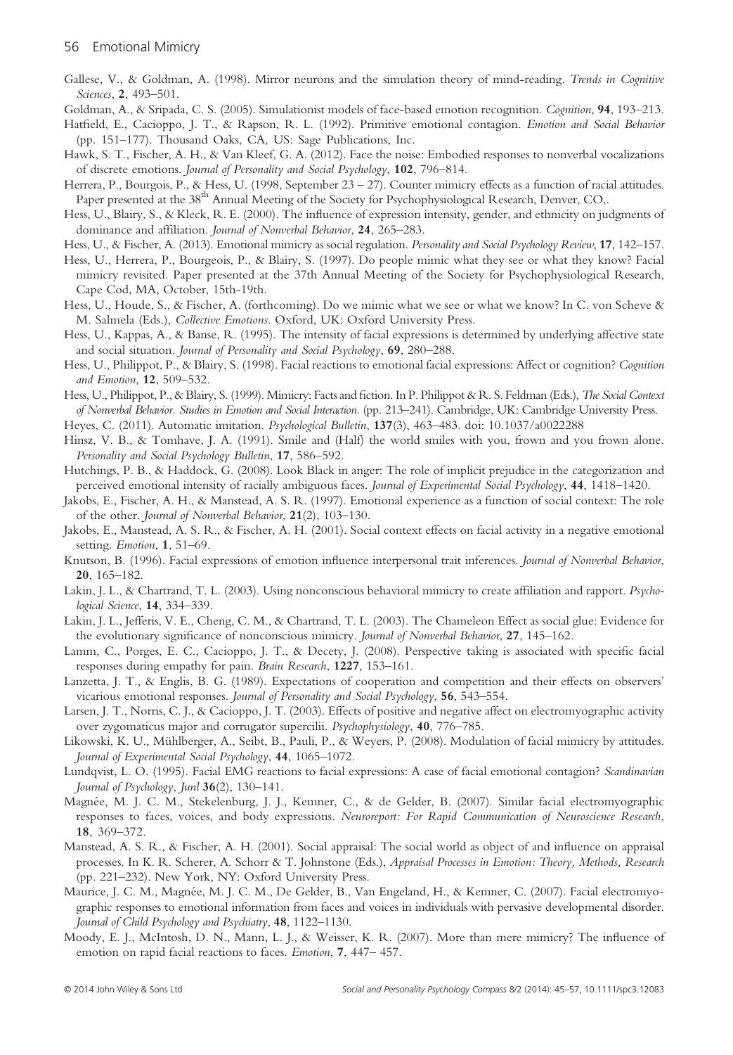Gallese, V., & Goldman, A. (1998). Mirror neurons and the simulation theory of mind-reading. *Trends in Cognitive Sciences*, **2**, 493–501.

Goldman, A., & Sripada, C. S. (2005). Simulationist models of face-based emotion recognition. *Cognition*, **94**, 193–213.

Hatfield, E., Cacioppo, J. T., & Rapson, R. L. (1992). Primitive emotional contagion. *Emotion and Social Behavior* (pp. 151–177). Thousand Oaks, CA, US: Sage Publications, Inc.

Hawk, S. T., Fischer, A. H., & Van Kleef, G. A. (2012). Face the noise: Embodied responses to nonverbal vocalizations of discrete emotions. *Journal of Personality and Social Psychology*, **102**, 796–814.

Herrera, P., Bourgois, P., & Hess, U. (1998, September 23 – 27). Counter mimicry effects as a function of racial attitudes. Paper presented at the 38th Annual Meeting of the Society for Psychophysiological Research, Denver, CO,.

Hess, U., Blairy, S., & Kleck, R. E. (2000). The influence of expression intensity, gender, and ethnicity on judgments of dominance and affiliation. *Journal of Nonverbal Behavior*, **24**, 265–283.

Hess, U., & Fischer, A. (2013). Emotional mimicry as social regulation. *Personality and Social Psychology Review*, **17**, 142–157.

Hess, U., Herrera, P., Bourgeois, P., & Blairy, S. (1997). Do people mimic what they see or what they know? Facial mimicry revisited. Paper presented at the 37th Annual Meeting of the Society for Psychophysiological Research, Cape Cod, MA, October, 15th-19th.

Hess, U., Houde, S., & Fischer, A. (forthcoming). Do we mimic what we see or what we know? In C. von Scheve & M. Salmela (Eds.), *Collective Emotions*. Oxford, UK: Oxford University Press.

Hess, U., Kappas, A., & Banse, R. (1995). The intensity of facial expressions is determined by underlying affective state and social situation. *Journal of Personality and Social Psychology*, **69**, 280–288.

Hess, U., Philippot, P., & Blairy, S. (1998). Facial reactions to emotional facial expressions: Affect or cognition? *Cognition and Emotion*, **12**, 509–532.

Hess, U., Philippot, P., & Blairy, S. (1999). Mimicry: Facts and fiction. In P. Philippot & R. S. Feldman (Eds.), *The Social Context of Nonverbal Behavior. Studies in Emotion and Social Interaction.* (pp. 213–241). Cambridge, UK: Cambridge University Press.

Heyes, C. (2011). Automatic imitation. *Psychological Bulletin*, **137**(3), 463–483. doi: 10.1037/a0022288

Hinsz, V. B., & Tomhave, J. A. (1991). Smile and (Half) the world smiles with you, frown and you frown alone. *Personality and Social Psychology Bulletin*, **17**, 586–592.

Hutchings, P. B., & Haddock, G. (2008). Look Black in anger: The role of implicit prejudice in the categorization and perceived emotional intensity of racially ambiguous faces. *Journal of Experimental Social Psychology*, **44**, 1418–1420.

Jakobs, E., Fischer, A. H., & Manstead, A. S. R. (1997). Emotional experience as a function of social context: The role of the other. *Journal of Nonverbal Behavior*, **21**(2), 103–130.

Jakobs, E., Manstead, A. S. R., & Fischer, A. H. (2001). Social context effects on facial activity in a negative emotional setting. *Emotion*, **1**, 51–69.

Knutson, B. (1996). Facial expressions of emotion influence interpersonal trait inferences. *Journal of Nonverbal Behavior*, **20**, 165–182.

Lakin, J. L., & Chartrand, T. L. (2003). Using nonconscious behavioral mimicry to create affiliation and rapport. *Psychological Science*, **14**, 334–339.

Lakin, J. L., Jefferis, V. E., Cheng, C. M., & Chartrand, T. L. (2003). The Chameleon Effect as social glue: Evidence for the evolutionary significance of nonconscious mimicry. *Journal of Nonverbal Behavior*, **27**, 145–162.

Lamm, C., Porges, E. C., Cacioppo, J. T., & Decety, J. (2008). Perspective taking is associated with specific facial responses during empathy for pain. *Brain Research*, **1227**, 153–161.

Lanzetta, J. T., & Englis, B. G. (1989). Expectations of cooperation and competition and their effects on observers' vicarious emotional responses. *Journal of Personality and Social Psychology*, **56**, 543–554.

Larsen, J. T., Norris, C. J., & Cacioppo, J. T. (2003). Effects of positive and negative affect on electromyographic activity over zygomaticus major and corrugator supercilii. *Psychophysiology*, **40**, 776–785.

Likowski, K. U., Mühlberger, A., Seibt, B., Pauli, P., & Weyers, P. (2008). Modulation of facial mimicry by attitudes. *Journal of Experimental Social Psychology*, **44**, 1065–1072.

Lundqvist, L. O. (1995). Facial EMG reactions to facial expressions: A case of facial emotional contagion? *Scandinavian Journal of Psychology*, *Junl* **36**(2), 130–141.

Magnée, M. J. C. M., Stekelenburg, J. J., Kemner, C., & de Gelder, B. (2007). Similar facial electromyographic responses to faces, voices, and body expressions. *Neuroreport: For Rapid Communication of Neuroscience Research*, **18**, 369–372.

Manstead, A. S. R., & Fischer, A. H. (2001). Social appraisal: The social world as object of and influence on appraisal processes. In K. R. Scherer, A. Schorr & T. Johnstone (Eds.), *Appraisal Processes in Emotion: Theory, Methods, Research* (pp. 221–232). New York, NY: Oxford University Press.

Maurice, J. C. M., Magnée, M. J. C. M., De Gelder, B., Van Engeland, H., & Kemner, C. (2007). Facial electromyographic responses to emotional information from faces and voices in individuals with pervasive developmental disorder. *Journal of Child Psychology and Psychiatry*, **48**, 1122–1130.

Moody, E. J., McIntosh, D. N., Mann, L. J., & Weisser, K. R. (2007). More than mere mimicry? The influence of emotion on rapid facial reactions to faces. *Emotion*, **7**, 447– 457.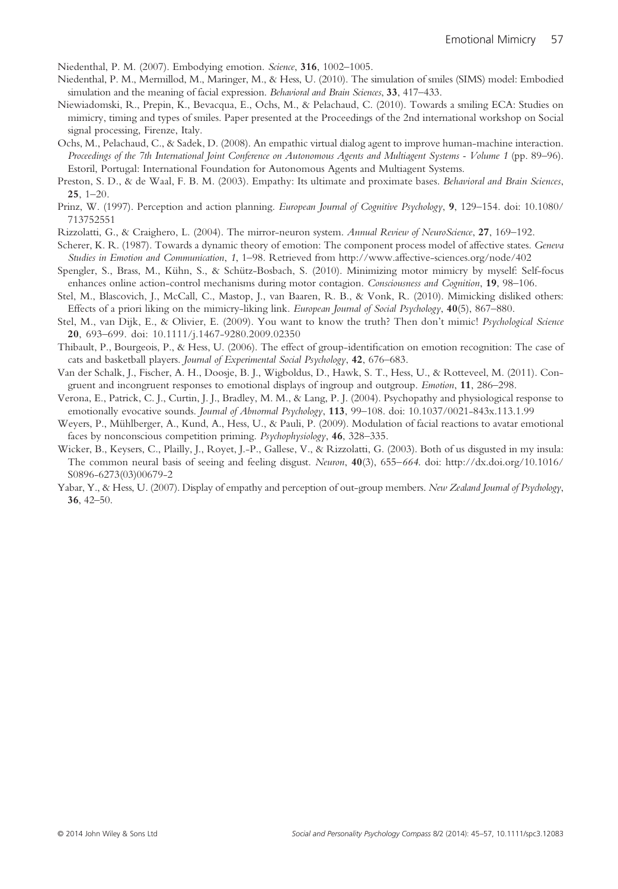Niedenthal, P. M. (2007). Embodying emotion. *Science*, **316**, 1002–1005.

Niedenthal, P. M., Mermillod, M., Maringer, M., & Hess, U. (2010). The simulation of smiles (SIMS) model: Embodied simulation and the meaning of facial expression. *Behavioral and Brain Sciences*, **33**, 417–433.

Niewiadomski, R., Prepin, K., Bevacqua, E., Ochs, M., & Pelachaud, C. (2010). Towards a smiling ECA: Studies on mimicry, timing and types of smiles. Paper presented at the Proceedings of the 2nd international workshop on Social signal processing, Firenze, Italy.

Ochs, M., Pelachaud, C., & Sadek, D. (2008). An empathic virtual dialog agent to improve human-machine interaction. *Proceedings of the 7th International Joint Conference on Autonomous Agents and Multiagent Systems - Volume 1* (pp. 89–96). Estoril, Portugal: International Foundation for Autonomous Agents and Multiagent Systems.

Preston, S. D., & de Waal, F. B. M. (2003). Empathy: Its ultimate and proximate bases. *Behavioral and Brain Sciences*, **25**, 1–20.

Prinz, W. (1997). Perception and action planning. *European Journal of Cognitive Psychology*, **9**, 129–154. doi: 10.1080/713752551

Rizzolatti, G., & Craighero, L. (2004). The mirror-neuron system. *Annual Review of NeuroScience*, **27**, 169–192.

Scherer, K. R. (1987). Towards a dynamic theory of emotion: The component process model of affective states. *Geneva Studies in Emotion and Communication*, *1*, 1–98. Retrieved from http://www.affective-sciences.org/node/402

Spengler, S., Brass, M., Kühn, S., & Schütz-Bosbach, S. (2010). Minimizing motor mimicry by myself: Self-focus enhances online action-control mechanisms during motor contagion. *Consciousness and Cognition*, **19**, 98–106.

Stel, M., Blascovich, J., McCall, C., Mastop, J., van Baaren, R. B., & Vonk, R. (2010). Mimicking disliked others: Effects of a priori liking on the mimicry-liking link. *European Journal of Social Psychology*, **40**(5), 867–880.

Stel, M., van Dijk, E., & Olivier, E. (2009). You want to know the truth? Then don't mimic! *Psychological Science* **20**, 693–699. doi: 10.1111/j.1467-9280.2009.02350

Thibault, P., Bourgeois, P., & Hess, U. (2006). The effect of group-identification on emotion recognition: The case of cats and basketball players. *Journal of Experimental Social Psychology*, **42**, 676–683.

Van der Schalk, J., Fischer, A. H., Doosje, B. J., Wigboldus, D., Hawk, S. T., Hess, U., & Rotteveel, M. (2011). Congruent and incongruent responses to emotional displays of ingroup and outgroup. *Emotion*, **11**, 286–298.

Verona, E., Patrick, C. J., Curtin, J. J., Bradley, M. M., & Lang, P. J. (2004). Psychopathy and physiological response to emotionally evocative sounds. *Journal of Abnormal Psychology*, **113**, 99–108. doi: 10.1037/0021-843x.113.1.99

Weyers, P., Mühlberger, A., Kund, A., Hess, U., & Pauli, P. (2009). Modulation of facial reactions to avatar emotional faces by nonconscious competition priming. *Psychophysiology*, **46**, 328–335.

Wicker, B., Keysers, C., Plailly, J., Royet, J.-P., Gallese, V., & Rizzolatti, G. (2003). Both of us disgusted in my insula: The common neural basis of seeing and feeling disgust. *Neuron*, **40**(3), 655–*664*. doi: http://dx.doi.org/10.1016/S0896-6273(03)00679-2

Yabar, Y., & Hess, U. (2007). Display of empathy and perception of out-group members. *New Zealand Journal of Psychology*, **36**, 42–50.